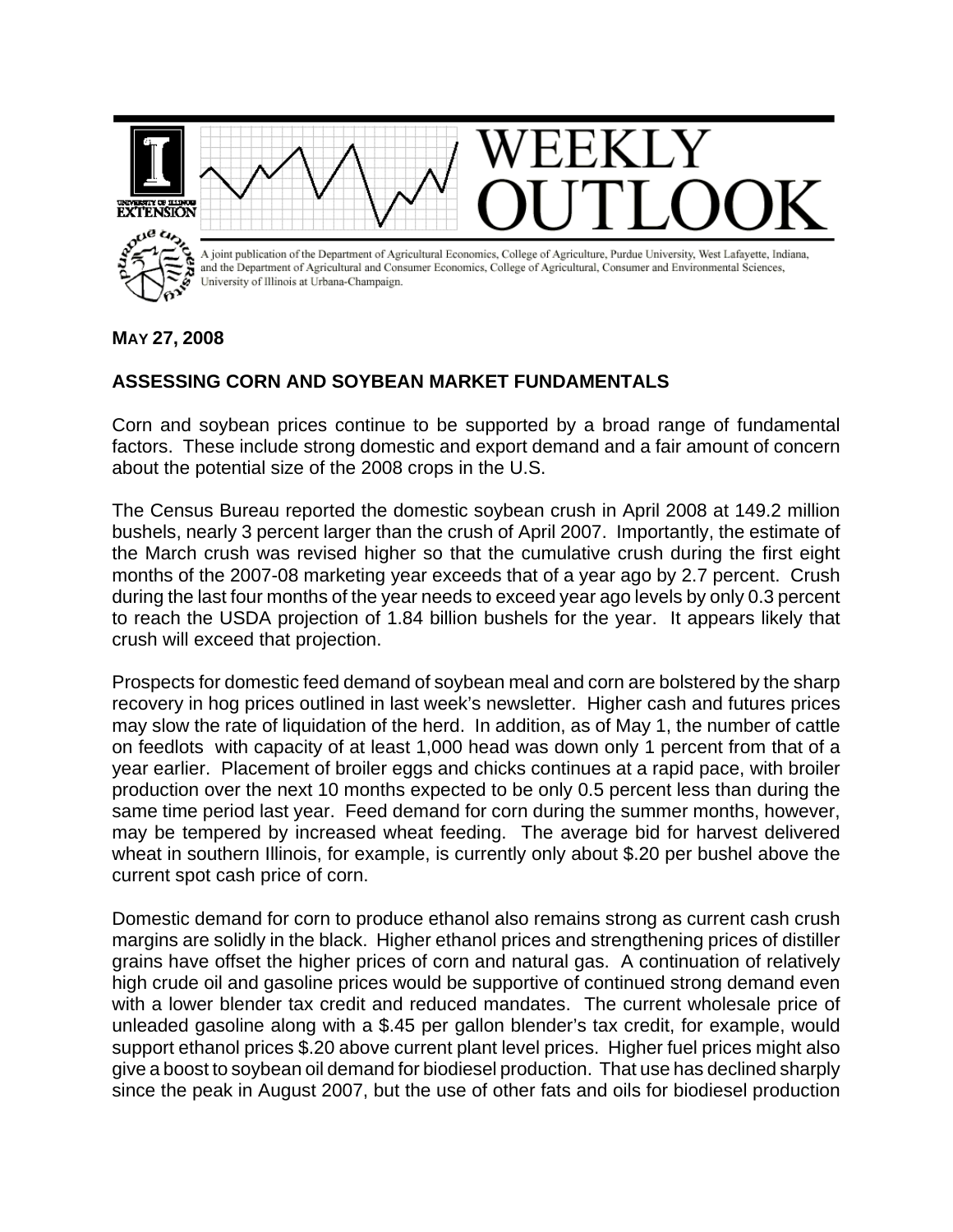# WEEKLY OUTLOOK

A joint publication of the Department of Agricultural Economics, College of Agriculture, Purdue University, West Lafayette, Indiana, and the Department of Agricultural and Consumer Economics, College of Agricultural, Consumer and Environmental Sciences, University of Illinois at Urbana-Champaign.

**MAY 27, 2008**

## ASSESSING CORN AND SOYBEAN MARKET FUNDAMENTALS

Corn and soybean prices continue to be supported by a broad range of fundamental factors. These include strong domestic and export demand and a fair amount of concern about the potential size of the 2008 crops in the U.S.

The Census Bureau reported the domestic soybean crush in April 2008 at 149.2 million bushels, nearly 3 percent larger than the crush of April 2007. Importantly, the estimate of the March crush was revised higher so that the cumulative crush during the first eight months of the 2007-08 marketing year exceeds that of a year ago by 2.7 percent. Crush during the last four months of the year needs to exceed year ago levels by only 0.3 percent to reach the USDA projection of 1.84 billion bushels for the year. It appears likely that crush will exceed that projection.

Prospects for domestic feed demand of soybean meal and corn are bolstered by the sharp recovery in hog prices outlined in last week's newsletter. Higher cash and futures prices may slow the rate of liquidation of the herd. In addition, as of May 1, the number of cattle on feedlots with capacity of at least 1,000 head was down only 1 percent from that of a year earlier. Placement of broiler eggs and chicks continues at a rapid pace, with broiler production over the next 10 months expected to be only 0.5 percent less than during the same time period last year. Feed demand for corn during the summer months, however, may be tempered by increased wheat feeding. The average bid for harvest delivered wheat in southern Illinois, for example, is currently only about $.20 per bushel above the current spot cash price of corn.

Domestic demand for corn to produce ethanol also remains strong as current cash crush margins are solidly in the black. Higher ethanol prices and strengthening prices of distiller grains have offset the higher prices of corn and natural gas. A continuation of relatively high crude oil and gasoline prices would be supportive of continued strong demand even with a lower blender tax credit and reduced mandates. The current wholesale price of unleaded gasoline along with a $.45 per gallon blender's tax credit, for example, would support ethanol prices $.20 above current plant level prices. Higher fuel prices might also give a boost to soybean oil demand for biodiesel production. That use has declined sharply since the peak in August 2007, but the use of other fats and oils for biodiesel production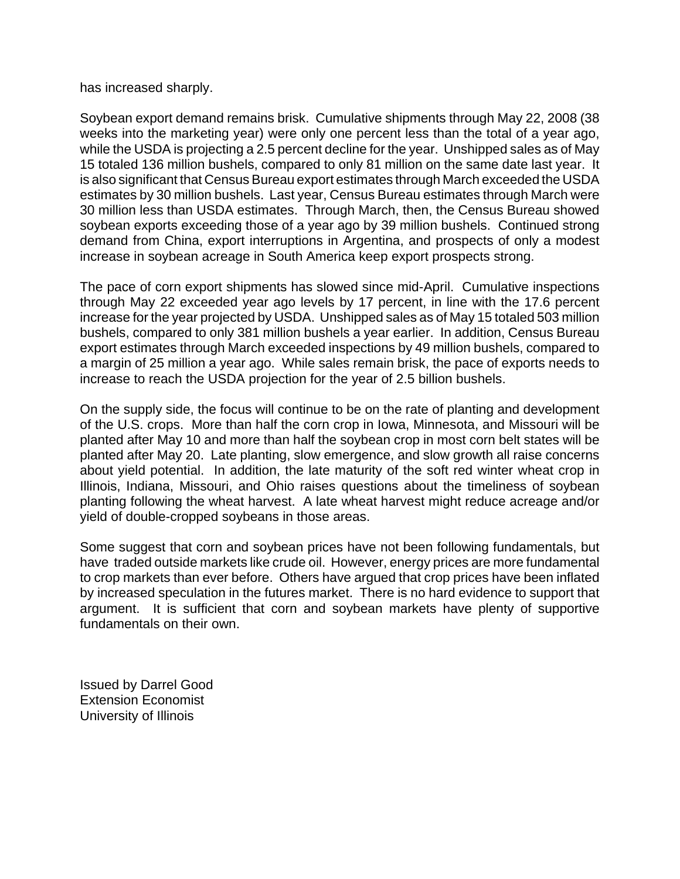has increased sharply.

Soybean export demand remains brisk. Cumulative shipments through May 22, 2008 (38 weeks into the marketing year) were only one percent less than the total of a year ago, while the USDA is projecting a 2.5 percent decline for the year. Unshipped sales as of May 15 totaled 136 million bushels, compared to only 81 million on the same date last year. It is also significant that Census Bureau export estimates through March exceeded the USDA estimates by 30 million bushels. Last year, Census Bureau estimates through March were 30 million less than USDA estimates. Through March, then, the Census Bureau showed soybean exports exceeding those of a year ago by 39 million bushels. Continued strong demand from China, export interruptions in Argentina, and prospects of only a modest increase in soybean acreage in South America keep export prospects strong.

The pace of corn export shipments has slowed since mid-April. Cumulative inspections through May 22 exceeded year ago levels by 17 percent, in line with the 17.6 percent increase for the year projected by USDA. Unshipped sales as of May 15 totaled 503 million bushels, compared to only 381 million bushels a year earlier. In addition, Census Bureau export estimates through March exceeded inspections by 49 million bushels, compared to a margin of 25 million a year ago. While sales remain brisk, the pace of exports needs to increase to reach the USDA projection for the year of 2.5 billion bushels.

On the supply side, the focus will continue to be on the rate of planting and development of the U.S. crops. More than half the corn crop in Iowa, Minnesota, and Missouri will be planted after May 10 and more than half the soybean crop in most corn belt states will be planted after May 20. Late planting, slow emergence, and slow growth all raise concerns about yield potential. In addition, the late maturity of the soft red winter wheat crop in Illinois, Indiana, Missouri, and Ohio raises questions about the timeliness of soybean planting following the wheat harvest. A late wheat harvest might reduce acreage and/or yield of double-cropped soybeans in those areas.

Some suggest that corn and soybean prices have not been following fundamentals, but have traded outside markets like crude oil. However, energy prices are more fundamental to crop markets than ever before. Others have argued that crop prices have been inflated by increased speculation in the futures market. There is no hard evidence to support that argument. It is sufficient that corn and soybean markets have plenty of supportive fundamentals on their own.

Issued by Darrel Good
Extension Economist
University of Illinois